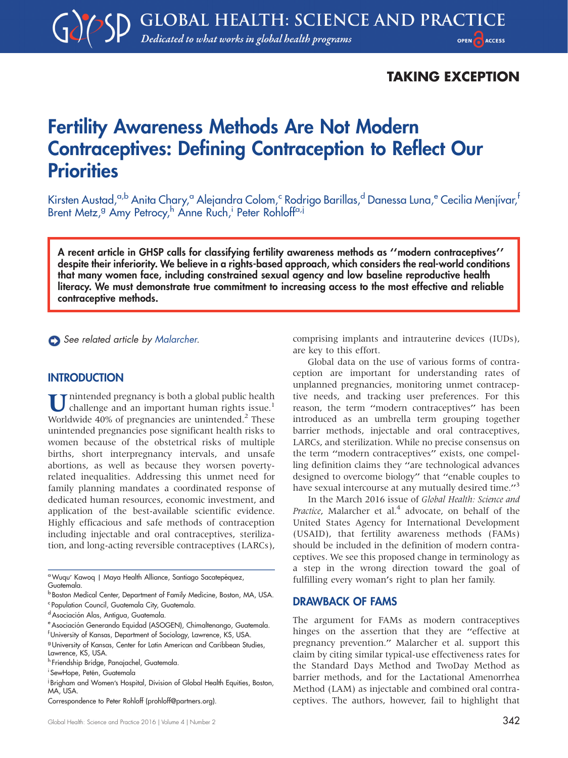TAKING EXCEPTION

# Fertility Awareness Methods Are Not Modern Contraceptives: Defining Contraception to Reflect Our Priorities

Kirsten Austad,[a,b] Anita Chary,[a] Alejandra Colom,[c] Rodrigo Barillas,[d] Danessa Luna,[e] Cecilia Menjívar,[f] Brent Metz,[g] Amy Petrocy,[h] Anne Ruch,[i] Peter Rohloff[a,j]

**A recent article in GHSP calls for classifying fertility awareness methods as ''modern contraceptives'' despite their inferiority. We believe in a rights-based approach, which considers the real-world conditions that many women face, including constrained sexual agency and low baseline reproductive health literacy. We must demonstrate true commitment to increasing access to the most effective and reliable contraceptive methods.**

*See related article by Malarcher.*

## INTRODUCTION

Unintended pregnancy is both a global public health challenge and an important human rights issue.[1] Worldwide 40% of pregnancies are unintended.[2] These unintended pregnancies pose significant health risks to women because of the obstetrical risks of multiple births, short interpregnancy intervals, and unsafe abortions, as well as because they worsen poverty-related inequalities. Addressing this unmet need for family planning mandates a coordinated response of dedicated human resources, economic investment, and application of the best-available scientific evidence. Highly efficacious and safe methods of contraception including injectable and oral contraceptives, sterilization, and long-acting reversible contraceptives (LARCs), comprising implants and intrauterine devices (IUDs), are key to this effort.

Global data on the use of various forms of contraception are important for understanding rates of unplanned pregnancies, monitoring unmet contraceptive needs, and tracking user preferences. For this reason, the term ''modern contraceptives'' has been introduced as an umbrella term grouping together barrier methods, injectable and oral contraceptives, LARCs, and sterilization. While no precise consensus on the term ''modern contraceptives'' exists, one compelling definition claims they ''are technological advances designed to overcome biology'' that ''enable couples to have sexual intercourse at any mutually desired time.''[3]

In the March 2016 issue of *Global Health: Science and Practice*, Malarcher et al.[4] advocate, on behalf of the United States Agency for International Development (USAID), that fertility awareness methods (FAMs) should be included in the definition of modern contraceptives. We see this proposed change in terminology as a step in the wrong direction toward the goal of fulfilling every woman's right to plan her family.

## DRAWBACK OF FAMS

The argument for FAMs as modern contraceptives hinges on the assertion that they are ''effective at pregnancy prevention.'' Malarcher et al. support this claim by citing similar typical-use effectiveness rates for the Standard Days Method and TwoDay Method as barrier methods, and for the Lactational Amenorrhea Method (LAM) as injectable and combined oral contraceptives. The authors, however, fail to highlight that

[a] Wuqu' Kawoq | Maya Health Alliance, Santiago Sacatepéquez, Guatemala.
[b] Boston Medical Center, Department of Family Medicine, Boston, MA, USA.
[c] Population Council, Guatemala City, Guatemala.
[d] Asociación Alas, Antigua, Guatemala.
[e] Asociación Generando Equidad (ASOGEN), Chimaltenango, Guatemala.
[f] University of Kansas, Department of Sociology, Lawrence, KS, USA.
[g] University of Kansas, Center for Latin American and Caribbean Studies, Lawrence, KS, USA.
[h] Friendship Bridge, Panajachel, Guatemala.
[i] SewHope, Petén, Guatemala
[j] Brigham and Women's Hospital, Division of Global Health Equities, Boston, MA, USA.

Correspondence to Peter Rohloff (prohloff@partners.org).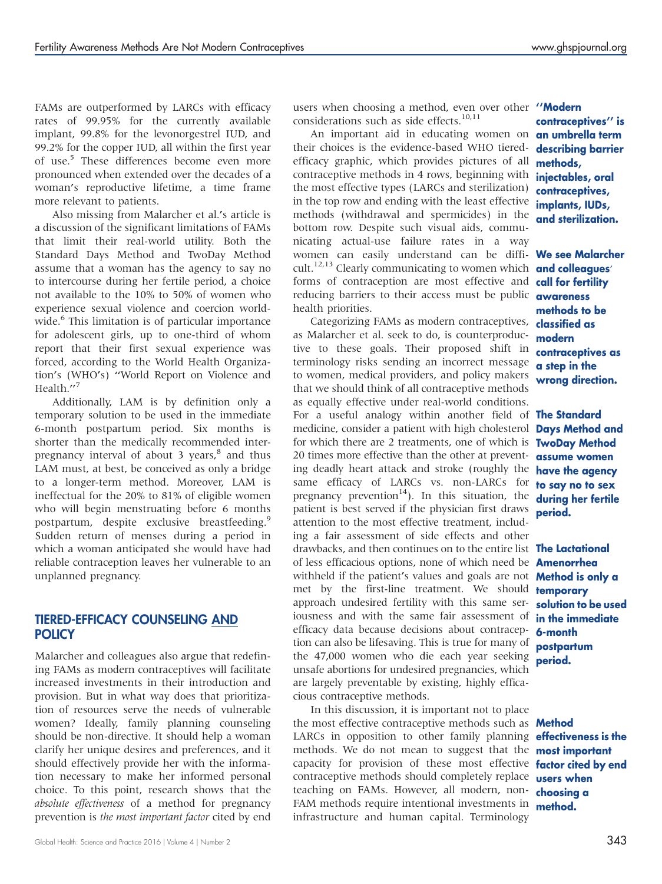FAMs are outperformed by LARCs with efficacy rates of 99.95% for the currently available implant, 99.8% for the levonorgestrel IUD, and 99.2% for the copper IUD, all within the first year of use.[5] These differences become even more pronounced when extended over the decades of a woman's reproductive lifetime, a time frame more relevant to patients.

Also missing from Malarcher et al.'s article is a discussion of the significant limitations of FAMs that limit their real-world utility. Both the Standard Days Method and TwoDay Method assume that a woman has the agency to say no to intercourse during her fertile period, a choice not available to the 10% to 50% of women who experience sexual violence and coercion worldwide.[6] This limitation is of particular importance for adolescent girls, up to one-third of whom report that their first sexual experience was forced, according to the World Health Organization's (WHO's) "World Report on Violence and Health."[7]

Additionally, LAM is by definition only a temporary solution to be used in the immediate 6-month postpartum period. Six months is shorter than the medically recommended interpregnancy interval of about 3 years,[8] and thus LAM must, at best, be conceived as only a bridge to a longer-term method. Moreover, LAM is ineffectual for the 20% to 81% of eligible women who will begin menstruating before 6 months postpartum, despite exclusive breastfeeding.[9] Sudden return of menses during a period in which a woman anticipated she would have had reliable contraception leaves her vulnerable to an unplanned pregnancy.

## TIERED-EFFICACY COUNSELING AND POLICY

Malarcher and colleagues also argue that redefining FAMs as modern contraceptives will facilitate increased investments in their introduction and provision. But in what way does that prioritization of resources serve the needs of vulnerable women? Ideally, family planning counseling should be non-directive. It should help a woman clarify her unique desires and preferences, and it should effectively provide her with the information necessary to make her informed personal choice. To this point, research shows that the *absolute effectiveness* of a method for pregnancy prevention is *the most important factor* cited by end users when choosing a method, even over other considerations such as side effects.[10,11]

An important aid in educating women on their choices is the evidence-based WHO tiered-efficacy graphic, which provides pictures of all contraceptive methods in 4 rows, beginning with the most effective types (LARCs and sterilization) in the top row and ending with the least effective methods (withdrawal and spermicides) in the bottom row. Despite such visual aids, communicating actual-use failure rates in a way women can easily understand can be difficult.[12,13] Clearly communicating to women which forms of contraception are most effective and reducing barriers to their access must be public health priorities.

Categorizing FAMs as modern contraceptives, as Malarcher et al. seek to do, is counterproductive to these goals. Their proposed shift in terminology risks sending an incorrect message to women, medical providers, and policy makers that we should think of all contraceptive methods as equally effective under real-world conditions. For a useful analogy within another field of medicine, consider a patient with high cholesterol for which there are 2 treatments, one of which is 20 times more effective than the other at preventing deadly heart attack and stroke (roughly the same efficacy of LARCs vs. non-LARCs for pregnancy prevention[14]). In this situation, the patient is best served if the physician first draws attention to the most effective treatment, including a fair assessment of side effects and other drawbacks, and then continues on to the entire list of less efficacious options, none of which need be withheld if the patient's values and goals are not met by the first-line treatment. We should approach undesired fertility with this same seriousness and with the same fair assessment of efficacy data because decisions about contraception can also be lifesaving. This is true for many of the 47,000 women who die each year seeking unsafe abortions for undesired pregnancies, which are largely preventable by existing, highly efficacious contraceptive methods.

In this discussion, it is important not to place the most effective contraceptive methods such as LARCs in opposition to other family planning methods. We do not mean to suggest that the capacity for provision of these most effective contraceptive methods should completely replace teaching on FAMs. However, all modern, non-FAM methods require intentional investments in infrastructure and human capital. Terminology

**"Modern contraceptives" is an umbrella term describing barrier methods, injectables, oral contraceptives, implants, IUDs, and sterilization.**

**We see Malarcher and colleagues' call for fertility awareness methods to be classified as modern contraceptives as a step in the wrong direction.**

**The Standard Days Method and TwoDay Method assume women have the agency to say no to sex during her fertile period.**

**The Lactational Amenorrhea Method is only a temporary solution to be used in the immediate 6-month postpartum period.**

**Method effectiveness is the most important factor cited by end users when choosing a method.**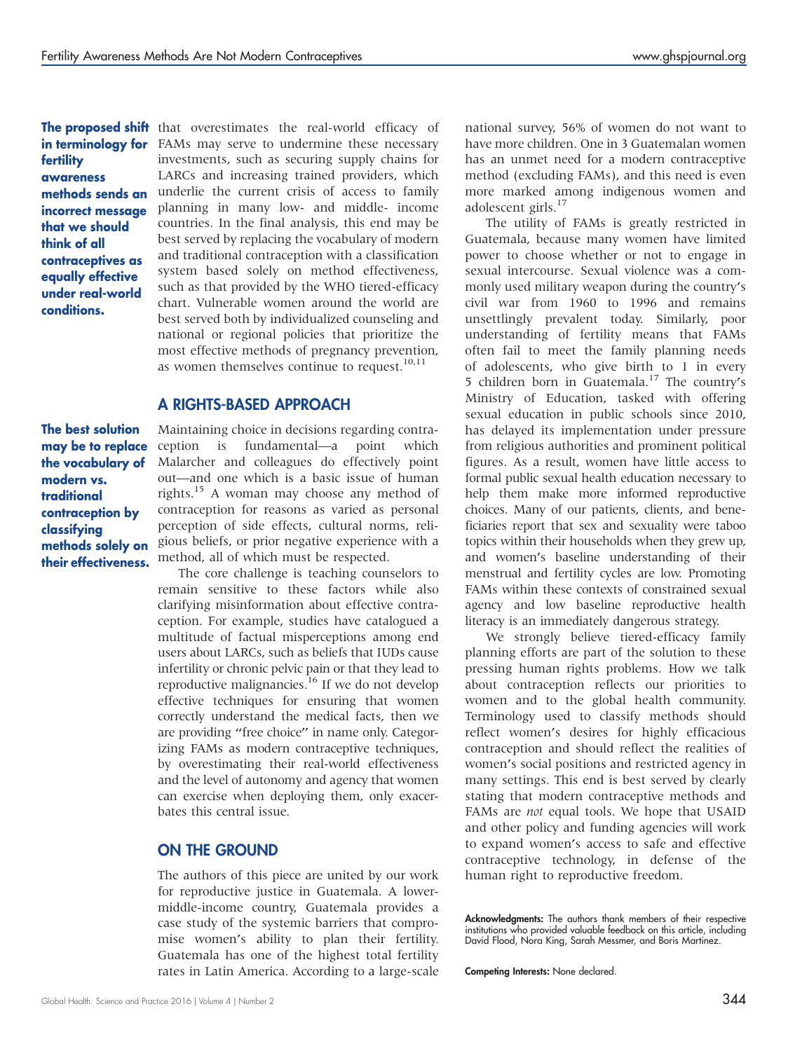that overestimates the real-world efficacy of FAMs may serve to undermine these necessary investments, such as securing supply chains for LARCs and increasing trained providers, which underlie the current crisis of access to family planning in many low- and middle- income countries. In the final analysis, this end may be best served by replacing the vocabulary of modern and traditional contraception with a classification system based solely on method effectiveness, such as that provided by the WHO tiered-efficacy chart. Vulnerable women around the world are best served both by individualized counseling and national or regional policies that prioritize the most effective methods of pregnancy prevention, as women themselves continue to request.[10,11]

**The proposed shift in terminology for fertility awareness methods sends an incorrect message that we should think of all contraceptives as equally effective under real-world conditions.**

## A RIGHTS-BASED APPROACH

**The best solution may be to replace the vocabulary of modern vs. traditional contraception by classifying methods solely on their effectiveness.**

Maintaining choice in decisions regarding contraception is fundamental—a point which Malarcher and colleagues do effectively point out—and one which is a basic issue of human rights.[15] A woman may choose any method of contraception for reasons as varied as personal perception of side effects, cultural norms, religious beliefs, or prior negative experience with a method, all of which must be respected.

The core challenge is teaching counselors to remain sensitive to these factors while also clarifying misinformation about effective contraception. For example, studies have catalogued a multitude of factual misperceptions among end users about LARCs, such as beliefs that IUDs cause infertility or chronic pelvic pain or that they lead to reproductive malignancies.[16] If we do not develop effective techniques for ensuring that women correctly understand the medical facts, then we are providing "free choice" in name only. Categorizing FAMs as modern contraceptive techniques, by overestimating their real-world effectiveness and the level of autonomy and agency that women can exercise when deploying them, only exacerbates this central issue.

## ON THE GROUND

The authors of this piece are united by our work for reproductive justice in Guatemala. A lower-middle-income country, Guatemala provides a case study of the systemic barriers that compromise women's ability to plan their fertility. Guatemala has one of the highest total fertility rates in Latin America. According to a large-scale national survey, 56% of women do not want to have more children. One in 3 Guatemalan women has an unmet need for a modern contraceptive method (excluding FAMs), and this need is even more marked among indigenous women and adolescent girls.[17]

The utility of FAMs is greatly restricted in Guatemala, because many women have limited power to choose whether or not to engage in sexual intercourse. Sexual violence was a commonly used military weapon during the country's civil war from 1960 to 1996 and remains unsettlingly prevalent today. Similarly, poor understanding of fertility means that FAMs often fail to meet the family planning needs of adolescents, who give birth to 1 in every 5 children born in Guatemala.[17] The country's Ministry of Education, tasked with offering sexual education in public schools since 2010, has delayed its implementation under pressure from religious authorities and prominent political figures. As a result, women have little access to formal public sexual health education necessary to help them make more informed reproductive choices. Many of our patients, clients, and beneficiaries report that sex and sexuality were taboo topics within their households when they grew up, and women's baseline understanding of their menstrual and fertility cycles are low. Promoting FAMs within these contexts of constrained sexual agency and low baseline reproductive health literacy is an immediately dangerous strategy.

We strongly believe tiered-efficacy family planning efforts are part of the solution to these pressing human rights problems. How we talk about contraception reflects our priorities to women and to the global health community. Terminology used to classify methods should reflect women's desires for highly efficacious contraception and should reflect the realities of women's social positions and restricted agency in many settings. This end is best served by clearly stating that modern contraceptive methods and FAMs are *not* equal tools. We hope that USAID and other policy and funding agencies will work to expand women's access to safe and effective contraceptive technology, in defense of the human right to reproductive freedom.

**Acknowledgments:** The authors thank members of their respective institutions who provided valuable feedback on this article, including David Flood, Nora King, Sarah Messmer, and Boris Martinez.

**Competing Interests:** None declared.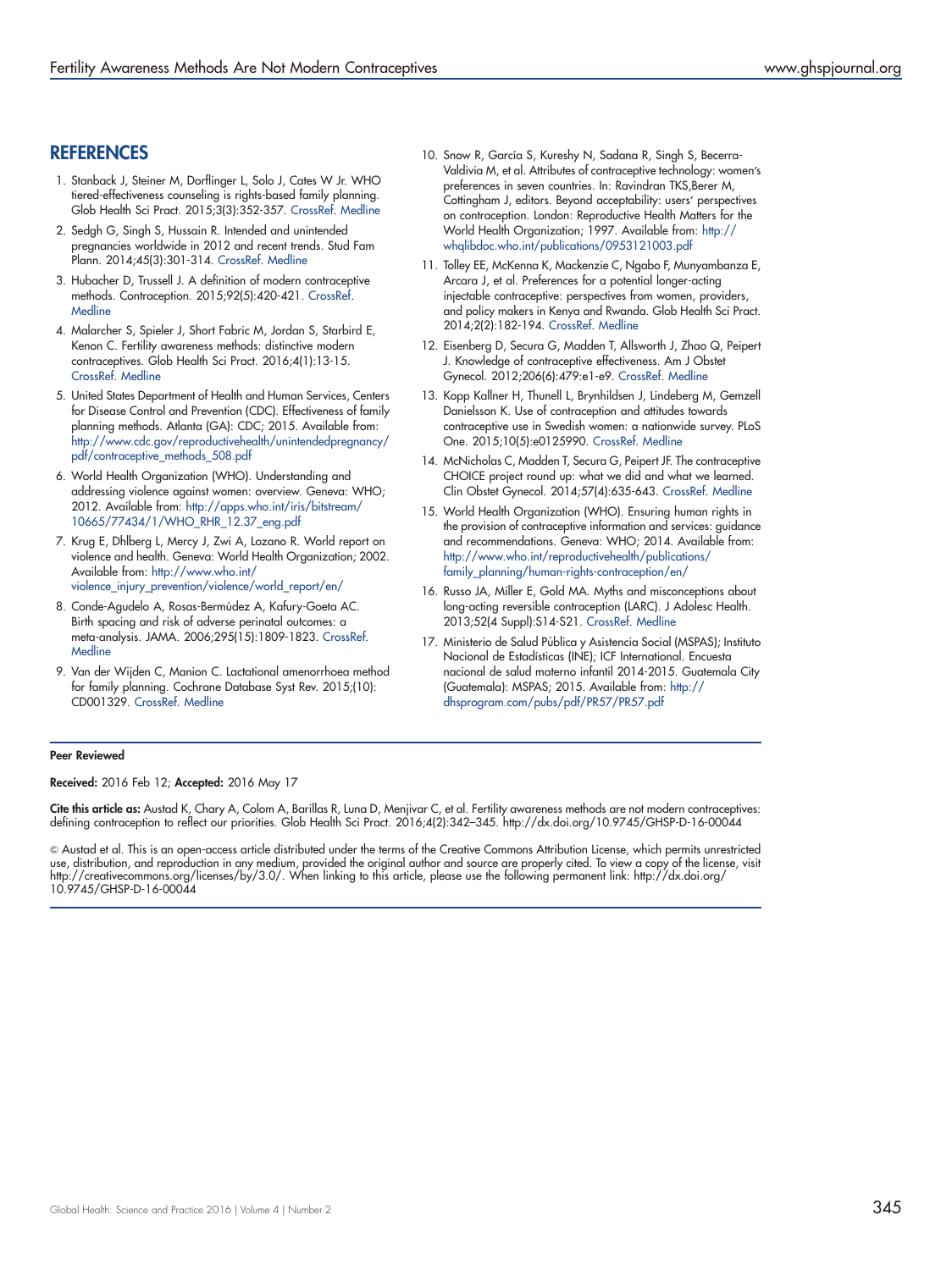## REFERENCES

1. Stanback J, Steiner M, Dorflinger L, Solo J, Cates W Jr. WHO tiered-effectiveness counseling is rights-based family planning. Glob Health Sci Pract. 2015;3(3):352-357. CrossRef. Medline
2. Sedgh G, Singh S, Hussain R. Intended and unintended pregnancies worldwide in 2012 and recent trends. Stud Fam Plann. 2014;45(3):301-314. CrossRef. Medline
3. Hubacher D, Trussell J. A definition of modern contraceptive methods. Contraception. 2015;92(5):420-421. CrossRef. Medline
4. Malarcher S, Spieler J, Short Fabric M, Jordan S, Starbird E, Kenon C. Fertility awareness methods: distinctive modern contraceptives. Glob Health Sci Pract. 2016;4(1):13-15. CrossRef. Medline
5. United States Department of Health and Human Services, Centers for Disease Control and Prevention (CDC). Effectiveness of family planning methods. Atlanta (GA): CDC; 2015. Available from: http://www.cdc.gov/reproductivehealth/unintendedpregnancy/pdf/contraceptive_methods_508.pdf
6. World Health Organization (WHO). Understanding and addressing violence against women: overview. Geneva: WHO; 2012. Available from: http://apps.who.int/iris/bitstream/10665/77434/1/WHO_RHR_12.37_eng.pdf
7. Krug E, Dhlberg L, Mercy J, Zwi A, Lozano R. World report on violence and health. Geneva: World Health Organization; 2002. Available from: http://www.who.int/violence_injury_prevention/violence/world_report/en/
8. Conde-Agudelo A, Rosas-Bermúdez A, Kafury-Goeta AC. Birth spacing and risk of adverse perinatal outcomes: a meta-analysis. JAMA. 2006;295(15):1809-1823. CrossRef. Medline
9. Van der Wijden C, Manion C. Lactational amenorrhoea method for family planning. Cochrane Database Syst Rev. 2015;(10): CD001329. CrossRef. Medline
10. Snow R, García S, Kureshy N, Sadana R, Singh S, Becerra-Valdivia M, et al. Attributes of contraceptive technology: women's preferences in seven countries. In: Ravindran TKS,Berer M, Cottingham J, editors. Beyond acceptability: users' perspectives on contraception. London: Reproductive Health Matters for the World Health Organization; 1997. Available from: http://whqlibdoc.who.int/publications/0953121003.pdf
11. Tolley EE, McKenna K, Mackenzie C, Ngabo F, Munyambanza E, Arcara J, et al. Preferences for a potential longer-acting injectable contraceptive: perspectives from women, providers, and policy makers in Kenya and Rwanda. Glob Health Sci Pract. 2014;2(2):182-194. CrossRef. Medline
12. Eisenberg D, Secura G, Madden T, Allsworth J, Zhao Q, Peipert J. Knowledge of contraceptive effectiveness. Am J Obstet Gynecol. 2012;206(6):479.e1-e9. CrossRef. Medline
13. Kopp Kallner H, Thunell L, Brynhildsen J, Lindeberg M, Gemzell Danielsson K. Use of contraception and attitudes towards contraceptive use in Swedish women: a nationwide survey. PLoS One. 2015;10(5):e0125990. CrossRef. Medline
14. McNicholas C, Madden T, Secura G, Peipert JF. The contraceptive CHOICE project round up: what we did and what we learned. Clin Obstet Gynecol. 2014;57(4):635-643. CrossRef. Medline
15. World Health Organization (WHO). Ensuring human rights in the provision of contraceptive information and services: guidance and recommendations. Geneva: WHO; 2014. Available from: http://www.who.int/reproductivehealth/publications/family_planning/human-rights-contraception/en/
16. Russo JA, Miller E, Gold MA. Myths and misconceptions about long-acting reversible contraception (LARC). J Adolesc Health. 2013;52(4 Suppl):S14-S21. CrossRef. Medline
17. Ministerio de Salud Pública y Asistencia Social (MSPAS); Instituto Nacional de Estadísticas (INE); ICF International. Encuesta nacional de salud materno infantil 2014-2015. Guatemala City (Guatemala): MSPAS; 2015. Available from: http://dhsprogram.com/pubs/pdf/PR57/PR57.pdf

**Peer Reviewed**

**Received:** 2016 Feb 12; **Accepted:** 2016 May 17

**Cite this article as:** Austad K, Chary A, Colom A, Barillas R, Luna D, Menjivar C, et al. Fertility awareness methods are not modern contraceptives: defining contraception to reflect our priorities. Glob Health Sci Pract. 2016;4(2):342–345. http://dx.doi.org/10.9745/GHSP-D-16-00044

© Austad et al. This is an open-access article distributed under the terms of the Creative Commons Attribution License, which permits unrestricted use, distribution, and reproduction in any medium, provided the original author and source are properly cited. To view a copy of the license, visit http://creativecommons.org/licenses/by/3.0/. When linking to this article, please use the following permanent link: http://dx.doi.org/10.9745/GHSP-D-16-00044